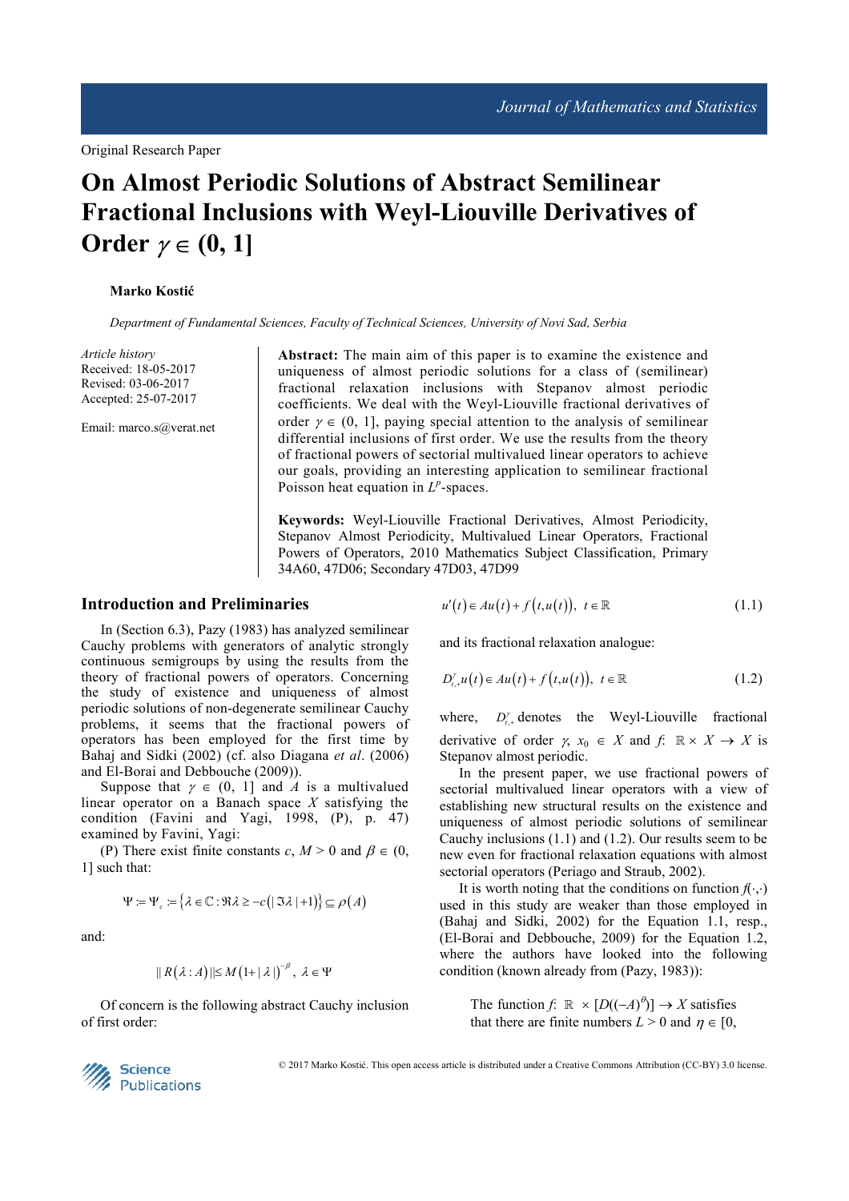Original Research Paper

# On Almost Periodic Solutions of Abstract Semilinear Fractional Inclusions with Weyl-Liouville Derivatives of Order $\gamma \in (0, 1]$

**Marko Kostić**

*Department of Fundamental Sciences, Faculty of Technical Sciences, University of Novi Sad, Serbia*

*Article history*
Received: 18-05-2017
Revised: 03-06-2017
Accepted: 25-07-2017

Email: marco.s@verat.net

**Abstract:** The main aim of this paper is to examine the existence and uniqueness of almost periodic solutions for a class of (semilinear) fractional relaxation inclusions with Stepanov almost periodic coefficients. We deal with the Weyl-Liouville fractional derivatives of order $\gamma \in (0, 1]$, paying special attention to the analysis of semilinear differential inclusions of first order. We use the results from the theory of fractional powers of sectorial multivalued linear operators to achieve our goals, providing an interesting application to semilinear fractional Poisson heat equation in $L^p$-spaces.

**Keywords:** Weyl-Liouville Fractional Derivatives, Almost Periodicity, Stepanov Almost Periodicity, Multivalued Linear Operators, Fractional Powers of Operators, 2010 Mathematics Subject Classification, Primary 34A60, 47D06; Secondary 47D03, 47D99

## Introduction and Preliminaries

In (Section 6.3), Pazy (1983) has analyzed semilinear Cauchy problems with generators of analytic strongly continuous semigroups by using the results from the theory of fractional powers of operators. Concerning the study of existence and uniqueness of almost periodic solutions of non-degenerate semilinear Cauchy problems, it seems that the fractional powers of operators has been employed for the first time by Bahaj and Sidki (2002) (cf. also Diagana *et al*. (2006) and El-Borai and Debbouche (2009)).

Suppose that $\gamma \in (0, 1]$ and $A$ is a multivalued linear operator on a Banach space $X$ satisfying the condition (Favini and Yagi, 1998, (P), p. 47) examined by Favini, Yagi:

(P) There exist finite constants $c$, $M > 0$ and $\beta \in (0, 1]$ such that:

$$\Psi := \Psi_c := \{\lambda \in \mathbb{C} : \Re\lambda \geq -c(|\Im\lambda| + 1)\} \subseteq \rho(A)$$

and:

$$\| R(\lambda : A) \| \leq M(1 + |\lambda|)^{-\beta}, \ \lambda \in \Psi$$

Of concern is the following abstract Cauchy inclusion of first order:

$$u'(t) \in Au(t) + f(t, u(t)), \ t \in \mathbb{R} \tag{1.1}$$

and its fractional relaxation analogue:

$$D_{t,+}^{\gamma} u(t) \in Au(t) + f(t, u(t)), \ t \in \mathbb{R} \tag{1.2}$$

where, $D_{t,+}^{\gamma}$ denotes the Weyl-Liouville fractional derivative of order $\gamma$, $x_0 \in X$ and $f$: $\mathbb{R} \times X \to X$ is Stepanov almost periodic.

In the present paper, we use fractional powers of sectorial multivalued linear operators with a view of establishing new structural results on the existence and uniqueness of almost periodic solutions of semilinear Cauchy inclusions (1.1) and (1.2). Our results seem to be new even for fractional relaxation equations with almost sectorial operators (Periago and Straub, 2002).

It is worth noting that the conditions on function $f(\cdot,\cdot)$ used in this study are weaker than those employed in (Bahaj and Sidki, 2002) for the Equation 1.1, resp., (El-Borai and Debbouche, 2009) for the Equation 1.2, where the authors have looked into the following condition (known already from (Pazy, 1983)):

The function $f$: $\mathbb{R} \times [D((-A)^{\theta})] \to X$ satisfies that there are finite numbers $L > 0$ and $\eta \in [0,$

© 2017 Marko Kostić. This open access article is distributed under a Creative Commons Attribution (CC-BY) 3.0 license.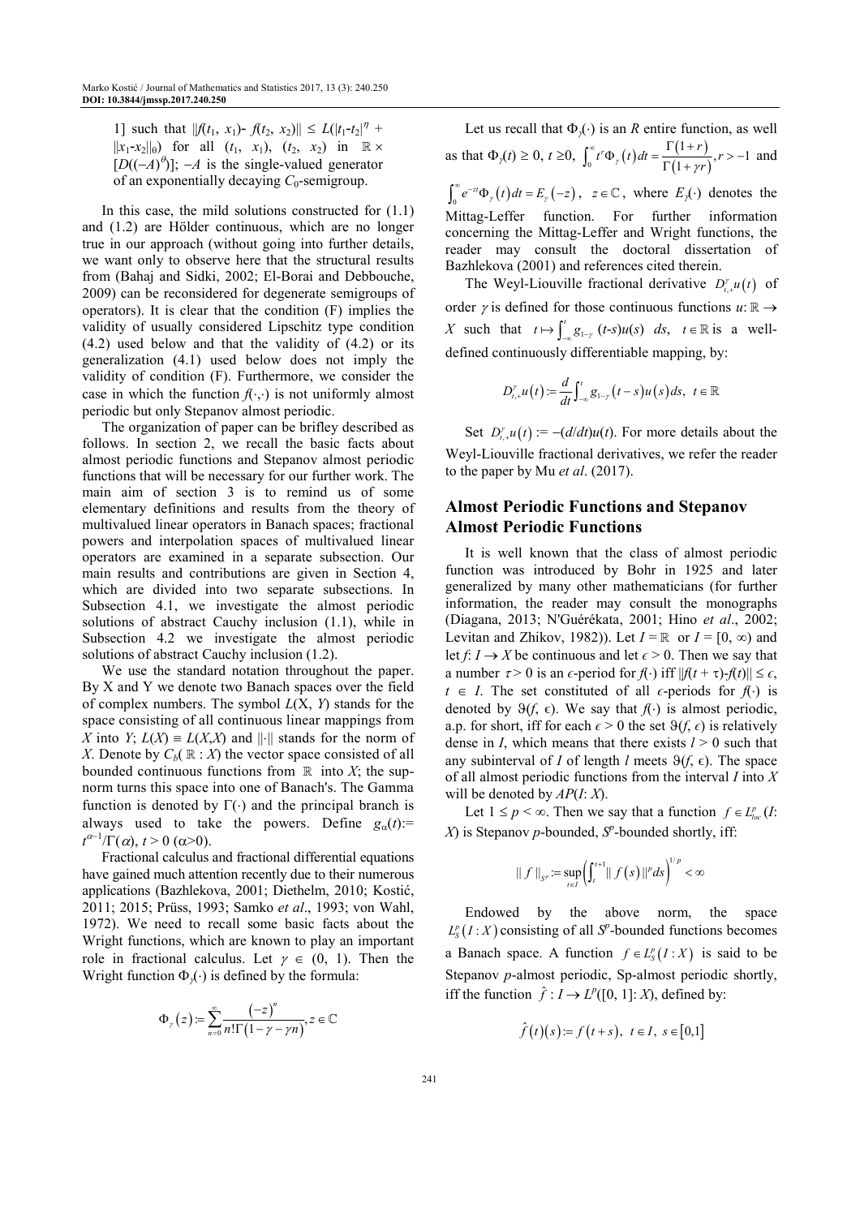1] such that $\|f(t_1, x_1)- f(t_2, x_2)\| \leq L(|t_1-t_2|^{\eta} + \|x_1-x_2\|_0)$ for all $(t_1, x_1)$, $(t_2, x_2)$ in $\mathbb{R} \times [D((-A)^{\theta})]$; $-A$ is the single-valued generator of an exponentially decaying $C_0$-semigroup.

In this case, the mild solutions constructed for (1.1) and (1.2) are Hölder continuous, which are no longer true in our approach (without going into further details, we want only to observe here that the structural results from (Bahaj and Sidki, 2002; El-Borai and Debbouche, 2009) can be reconsidered for degenerate semigroups of operators). It is clear that the condition (F) implies the validity of usually considered Lipschitz type condition (4.2) used below and that the validity of (4.2) or its generalization (4.1) used below does not imply the validity of condition (F). Furthermore, we consider the case in which the function $f(\cdot,\cdot)$ is not uniformly almost periodic but only Stepanov almost periodic.

The organization of paper can be brifley described as follows. In section 2, we recall the basic facts about almost periodic functions and Stepanov almost periodic functions that will be necessary for our further work. The main aim of section 3 is to remind us of some elementary definitions and results from the theory of multivalued linear operators in Banach spaces; fractional powers and interpolation spaces of multivalued linear operators are examined in a separate subsection. Our main results and contributions are given in Section 4, which are divided into two separate subsections. In Subsection 4.1, we investigate the almost periodic solutions of abstract Cauchy inclusion (1.1), while in Subsection 4.2 we investigate the almost periodic solutions of abstract Cauchy inclusion (1.2).

We use the standard notation throughout the paper. By X and Y we denote two Banach spaces over the field of complex numbers. The symbol $L(X, Y)$ stands for the space consisting of all continuous linear mappings from $X$ into $Y$; $L(X) \equiv L(X,X)$ and $\|\cdot\|$ stands for the norm of $X$. Denote by $C_b(\mathbb{R} : X)$ the vector space consisted of all bounded continuous functions from $\mathbb{R}$ into $X$; the sup-norm turns this space into one of Banach's. The Gamma function is denoted by $\Gamma(\cdot)$ and the principal branch is always used to take the powers. Define $g_{\alpha}(t):= t^{\alpha-1}/\Gamma(\alpha)$, $t > 0$ $(\alpha>0)$.

Fractional calculus and fractional differential equations have gained much attention recently due to their numerous applications (Bazhlekova, 2001; Diethelm, 2010; Kostić, 2011; 2015; Prüss, 1993; Samko *et al*., 1993; von Wahl, 1972). We need to recall some basic facts about the Wright functions, which are known to play an important role in fractional calculus. Let $\gamma \in (0, 1)$. Then the Wright function $\Phi_{\gamma}(\cdot)$ is defined by the formula:

$$\Phi_{\gamma}(z) := \sum_{n=0}^{\infty} \frac{(-z)^n}{n!\Gamma(1-\gamma-\gamma n)}, z \in \mathbb{C}$$

Let us recall that $\Phi_{\gamma}(\cdot)$ is an $R$ entire function, as well as that $\Phi_{\gamma}(t) \geq 0$, $t \geq 0$, $\int_0^{\infty} t^r \Phi_{\gamma}(t)\,dt = \frac{\Gamma(1+r)}{\Gamma(1+\gamma r)}, r > -1$ and $\int_0^{\infty} e^{-zt}\Phi_{\gamma}(t)\,dt = E_{\gamma}(-z)$, $z \in \mathbb{C}$, where $E_{\gamma}(\cdot)$ denotes the Mittag-Leffer function. For further information concerning the Mittag-Leffer and Wright functions, the reader may consult the doctoral dissertation of Bazhlekova (2001) and references cited therein.

The Weyl-Liouville fractional derivative $D_{t,+}^{\gamma}u(t)$ of order $\gamma$ is defined for those continuous functions $u: \mathbb{R} \to X$ such that $t \mapsto \int_{-\infty}^{t} g_{1-\gamma}(t-s)u(s)\,ds$, $t \in \mathbb{R}$ is a well-defined continuously differentiable mapping, by:

$$D_{t,+}^{\gamma}u(t) := \frac{d}{dt}\int_{-\infty}^{t} g_{1-\gamma}(t-s)u(s)\,ds, \; t \in \mathbb{R}$$

Set $D_{t,+}^{\gamma}u(t) := -(d/dt)u(t)$. For more details about the Weyl-Liouville fractional derivatives, we refer the reader to the paper by Mu *et al*. (2017).

## Almost Periodic Functions and Stepanov Almost Periodic Functions

It is well known that the class of almost periodic function was introduced by Bohr in 1925 and later generalized by many other mathematicians (for further information, the reader may consult the monographs (Diagana, 2013; N'Guérékata, 2001; Hino *et al*., 2002; Levitan and Zhikov, 1982)). Let $I = \mathbb{R}$ or $I = [0, \infty)$ and let $f: I \to X$ be continuous and let $\epsilon > 0$. Then we say that a number $\tau > 0$ is an $\epsilon$-period for $f(\cdot)$ iff $\|f(t + \tau)-f(t)\| \leq \epsilon$, $t \in I$. The set constituted of all $\epsilon$-periods for $f(\cdot)$ is denoted by $\vartheta(f, \epsilon)$. We say that $f(\cdot)$ is almost periodic, a.p. for short, iff for each $\epsilon > 0$ the set $\vartheta(f, \epsilon)$ is relatively dense in $I$, which means that there exists $l > 0$ such that any subinterval of $I$ of length $l$ meets $\vartheta(f, \epsilon)$. The space of all almost periodic functions from the interval $I$ into $X$ will be denoted by $AP(I: X)$.

Let $1 \leq p < \infty$. Then we say that a function $f \in L_{loc}^p(I: X)$ is Stepanov $p$-bounded, $S^p$-bounded shortly, iff:

$$\| f \|_{S^p} := \sup_{t \in I}\left(\int_t^{t+1} \| f(s) \|^p ds\right)^{1/p} < \infty$$

Endowed by the above norm, the space $L_S^p(I : X)$ consisting of all $S^p$-bounded functions becomes a Banach space. A function $f \in L_S^p(I : X)$ is said to be Stepanov $p$-almost periodic, Sp-almost periodic shortly, iff the function $\hat{f} : I \to L^p([0, 1]: X)$, defined by:

$$\hat{f}(t)(s) := f(t+s), \; t \in I, \; s \in [0,1]$$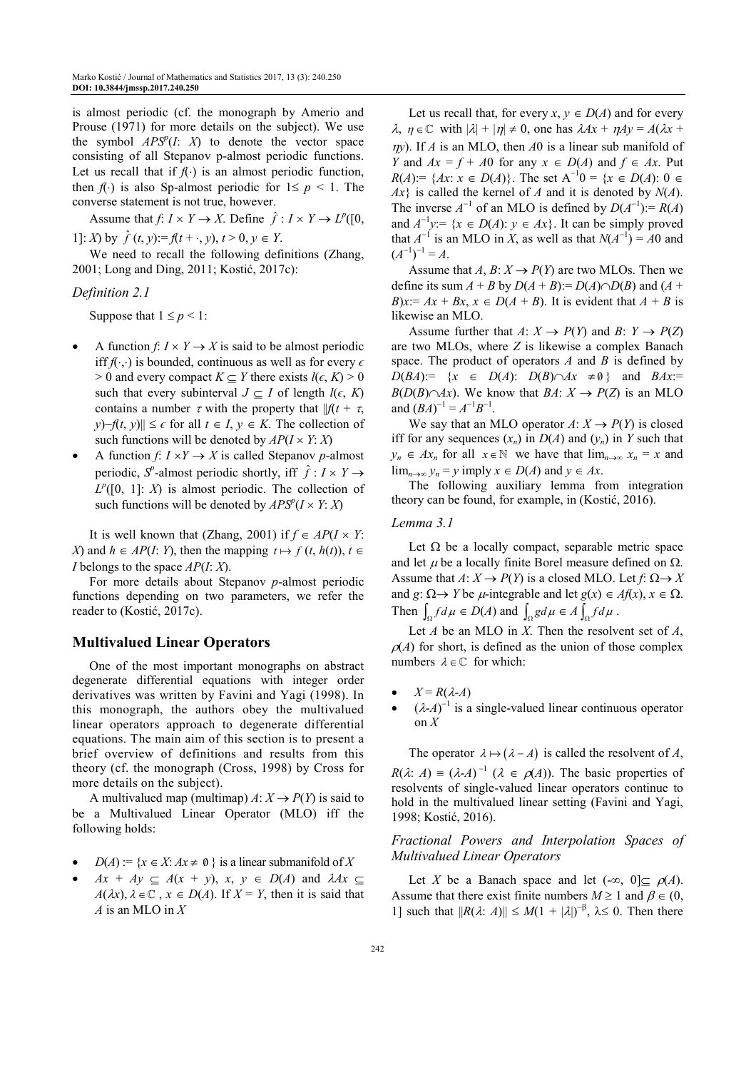is almost periodic (cf. the monograph by Amerio and Prouse (1971) for more details on the subject). We use the symbol $APS^p(I: X)$ to denote the vector space consisting of all Stepanov p-almost periodic functions. Let us recall that if $f(\cdot)$ is an almost periodic function, then $f(\cdot)$ is also Sp-almost periodic for $1 \leq p < 1$. The converse statement is not true, however.

Assume that $f: I \times Y \to X$. Define $\hat{f}: I \times Y \to L^p([0, 1]: X)$ by $\hat{f}(t, y) := f(t + \cdot, y)$, $t > 0$, $y \in Y$.

We need to recall the following definitions (Zhang, 2001; Long and Ding, 2011; Kostić, 2017c):

*Definition 2.1*

Suppose that $1 \leq p < 1$:

- A function $f: I \times Y \to X$ is said to be almost periodic iff $f(\cdot,\cdot)$ is bounded, continuous as well as for every $\epsilon > 0$ and every compact $K \subseteq Y$ there exists $l(\epsilon, K) > 0$ such that every subinterval $J \subseteq I$ of length $l(\epsilon, K)$ contains a number $\tau$ with the property that $\|f(t + \tau, y) - f(t, y)\| \leq \epsilon$ for all $t \in I$, $y \in K$. The collection of such functions will be denoted by $AP(I \times Y: X)$
- A function $f: I \times Y \to X$ is called Stepanov $p$-almost periodic, $S^p$-almost periodic shortly, iff $\hat{f}: I \times Y \to L^p([0, 1]: X)$ is almost periodic. The collection of such functions will be denoted by $APS^p(I \times Y: X)$

It is well known that (Zhang, 2001) if $f \in AP(I \times Y: X)$ and $h \in AP(I: Y)$, then the mapping $t \mapsto f(t, h(t))$, $t \in I$ belongs to the space $AP(I: X)$.

For more details about Stepanov $p$-almost periodic functions depending on two parameters, we refer the reader to (Kostić, 2017c).

## Multivalued Linear Operators

One of the most important monographs on abstract degenerate differential equations with integer order derivatives was written by Favini and Yagi (1998). In this monograph, the authors obey the multivalued linear operators approach to degenerate differential equations. The main aim of this section is to present a brief overview of definitions and results from this theory (cf. the monograph (Cross, 1998) by Cross for more details on the subject).

A multivalued map (multimap) $A: X \to P(Y)$ is said to be a Multivalued Linear Operator (MLO) iff the following holds:

- $D(A) := \{x \in X: Ax \neq \emptyset\}$ is a linear submanifold of $X$
- $Ax + Ay \subseteq A(x + y)$, $x, y \in D(A)$ and $\lambda Ax \subseteq A(\lambda x)$, $\lambda \in \mathbb{C}$, $x \in D(A)$. If $X = Y$, then it is said that $A$ is an MLO in $X$

Let us recall that, for every $x, y \in D(A)$ and for every $\lambda, \eta \in \mathbb{C}$ with $|\lambda| + |\eta| \neq 0$, one has $\lambda Ax + \eta Ay = A(\lambda x + \eta y)$. If $A$ is an MLO, then $A0$ is a linear sub manifold of $Y$ and $Ax = f + A0$ for any $x \in D(A)$ and $f \in Ax$. Put $R(A) := \{Ax: x \in D(A)\}$. The set $A^{-1}0 = \{x \in D(A): 0 \in Ax\}$ is called the kernel of $A$ and it is denoted by $N(A)$. The inverse $A^{-1}$ of an MLO is defined by $D(A^{-1}) := R(A)$ and $A^{-1}y := \{x \in D(A): y \in Ax\}$. It can be simply proved that $A^{-1}$ is an MLO in $X$, as well as that $N(A^{-1}) = A0$ and $(A^{-1})^{-1} = A$.

Assume that $A, B: X \to P(Y)$ are two MLOs. Then we define its sum $A + B$ by $D(A + B) := D(A) \cap D(B)$ and $(A + B)x := Ax + Bx$, $x \in D(A + B)$. It is evident that $A + B$ is likewise an MLO.

Assume further that $A: X \to P(Y)$ and $B: Y \to P(Z)$ are two MLOs, where $Z$ is likewise a complex Banach space. The product of operators $A$ and $B$ is defined by $D(BA) := \{x \in D(A): D(B) \cap Ax \neq \emptyset\}$ and $BAx := B(D(B) \cap Ax)$. We know that $BA: X \to P(Z)$ is an MLO and $(BA)^{-1} = A^{-1}B^{-1}$.

We say that an MLO operator $A: X \to P(Y)$ is closed iff for any sequences $(x_n)$ in $D(A)$ and $(y_n)$ in $Y$ such that $y_n \in Ax_n$ for all $x \in \mathbb{N}$ we have that $\lim_{n\to\infty} x_n = x$ and $\lim_{n\to\infty} y_n = y$ imply $x \in D(A)$ and $y \in Ax$.

The following auxiliary lemma from integration theory can be found, for example, in (Kostić, 2016).

*Lemma 3.1*

Let $\Omega$ be a locally compact, separable metric space and let $\mu$ be a locally finite Borel measure defined on $\Omega$. Assume that $A: X \to P(Y)$ is a closed MLO. Let $f: \Omega \to X$ and $g: \Omega \to Y$ be $\mu$-integrable and let $g(x) \in Af(x)$, $x \in \Omega$. Then $\int_\Omega f d\mu \in D(A)$ and $\int_\Omega g d\mu \in A \int_\Omega f d\mu$.

Let $A$ be an MLO in $X$. Then the resolvent set of $A$, $\rho(A)$ for short, is defined as the union of those complex numbers $\lambda \in \mathbb{C}$ for which:

- $X = R(\lambda\text{-}A)$
- $(\lambda\text{-}A)^{-1}$ is a single-valued linear continuous operator on $X$

The operator $\lambda \mapsto (\lambda - A)$ is called the resolvent of $A$, $R(\lambda: A) \equiv (\lambda\text{-}A)^{-1}$ ($\lambda \in \rho(A)$). The basic properties of resolvents of single-valued linear operators continue to hold in the multivalued linear setting (Favini and Yagi, 1998; Kostić, 2016).

### Fractional Powers and Interpolation Spaces of Multivalued Linear Operators

Let $X$ be a Banach space and let $(-\infty, 0] \subseteq \rho(A)$. Assume that there exist finite numbers $M \geq 1$ and $\beta \in (0, 1]$ such that $\|R(\lambda: A)\| \leq M(1 + |\lambda|)^{-\beta}$, $\lambda \leq 0$. Then there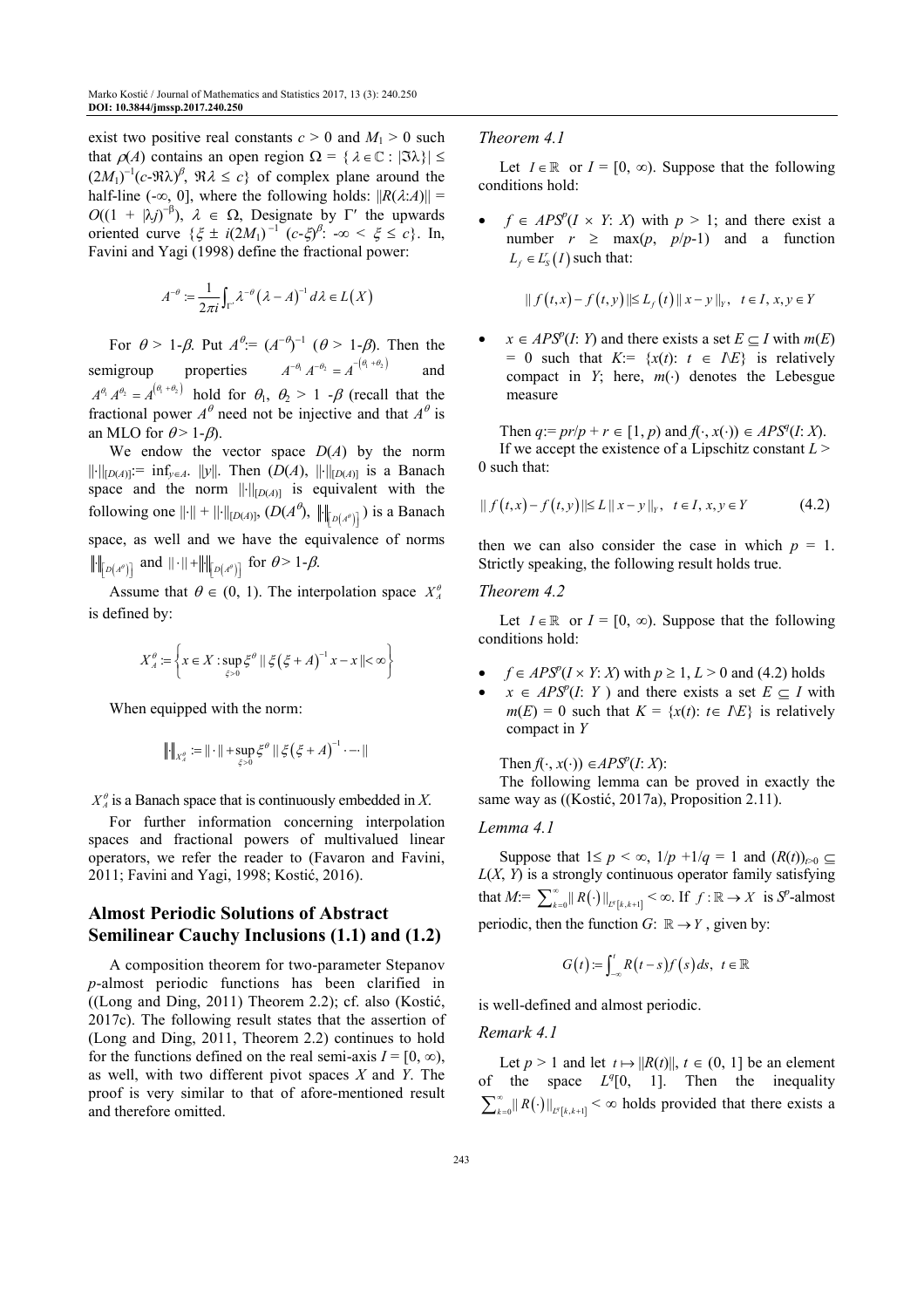exist two positive real constants $c > 0$ and $M_1 > 0$ such that $\rho(A)$ contains an open region $\Omega = \{\lambda \in \mathbb{C} : |\Im\lambda| \leq (2M_1)^{-1}(c-\Re\lambda)^{\beta}, \Re\lambda \leq c\}$ of complex plane around the half-line $(-\infty, 0]$, where the following holds: $\|R(\lambda{:}A)\| = O((1+|\lambda j)^{-\beta})$, $\lambda \in \Omega$, Designate by $\Gamma'$ the upwards oriented curve $\{\xi \pm i(2M_1)^{-1}(c-\xi)^{\beta}: -\infty < \xi \leq c\}$. In, Favini and Yagi (1998) define the fractional power:

$$A^{-\theta} := \frac{1}{2\pi i}\int_{\Gamma'} \lambda^{-\theta}(\lambda - A)^{-1}\,d\lambda \in L(X)$$

For $\theta > 1-\beta$. Put $A^{\theta} := (A^{-\theta})^{-1}$ $(\theta > 1-\beta)$. Then the semigroup properties $A^{-\theta_1}A^{-\theta_2} = A^{-(\theta_1+\theta_2)}$ and $A^{\theta_1}A^{\theta_2} = A^{(\theta_1+\theta_2)}$ hold for $\theta_1$, $\theta_2 > 1-\beta$ (recall that the fractional power $A^{\theta}$ need not be injective and that $A^{\theta}$ is an MLO for $\theta > 1-\beta$).

We endow the vector space $D(A)$ by the norm $\|\cdot\|_{[D(A)]} := \inf_{y \in A\cdot} \|y\|$. Then $(D(A), \|\cdot\|_{[D(A)]})$ is a Banach space and the norm $\|\cdot\|_{[D(A)]}$ is equivalent with the following one $\|\cdot\| + \|\cdot\|_{[D(A)]}$, $(D(A^{\theta}), \|\cdot\|_{[D(A^{\theta})]})$ is a Banach space, as well and we have the equivalence of norms $\|\cdot\|_{[D(A^{\theta})]}$ and $\|\cdot\| + \|\cdot\|_{[D(A^{\theta})]}$ for $\theta > 1-\beta$.

Assume that $\theta \in (0, 1)$. The interpolation space $X_A^{\theta}$ is defined by:

$$X_A^{\theta} := \left\{ x \in X : \sup_{\xi > 0} \xi^{\theta} \|\xi(\xi + A)^{-1}x - x\| < \infty \right\}$$

When equipped with the norm:

$$\|\cdot\|_{X_A^{\theta}} := \|\cdot\| + \sup_{\xi > 0} \xi^{\theta} \|\xi(\xi + A)^{-1} \cdot - \cdot\|$$

$X_A^{\theta}$ is a Banach space that is continuously embedded in $X$.

For further information concerning interpolation spaces and fractional powers of multivalued linear operators, we refer the reader to (Favaron and Favini, 2011; Favini and Yagi, 1998; Kostić, 2016).

## Almost Periodic Solutions of Abstract Semilinear Cauchy Inclusions (1.1) and (1.2)

A composition theorem for two-parameter Stepanov $p$-almost periodic functions has been clarified in ((Long and Ding, 2011) Theorem 2.2); cf. also (Kostić, 2017c). The following result states that the assertion of (Long and Ding, 2011, Theorem 2.2) continues to hold for the functions defined on the real semi-axis $I = [0, \infty)$, as well, with two different pivot spaces $X$ and $Y$. The proof is very similar to that of afore-mentioned result and therefore omitted.

*Theorem 4.1*

Let $I \in \mathbb{R}$ or $I = [0, \infty)$. Suppose that the following conditions hold:

- $f \in APS^p(I \times Y : X)$ with $p > 1$; and there exist a number $r \geq \max(p, p/p\text{-}1)$ and a function $L_f \in L_S^r(I)$ such that:

$$\|f(t,x) - f(t,y)\| \leq L_f(t)\|x - y\|_Y, \quad t \in I,\ x, y \in Y$$

- $x \in APS^p(I{:}\ Y)$ and there exists a set $E \subseteq I$ with $m(E) = 0$ such that $K := \{x(t) : t \in I \setminus E\}$ is relatively compact in $Y$; here, $m(\cdot)$ denotes the Lebesgue measure

Then $q := pr/p + r \in [1, p)$ and $f(\cdot, x(\cdot)) \in APS^q(I{:}\ X)$.

If we accept the existence of a Lipschitz constant $L > 0$ such that:

$$\|f(t,x) - f(t,y)\| \leq L\|x - y\|_Y, \quad t \in I,\ x, y \in Y \tag{4.2}$$

then we can also consider the case in which $p = 1$. Strictly speaking, the following result holds true.

*Theorem 4.2*

Let $I \in \mathbb{R}$ or $I = [0, \infty)$. Suppose that the following conditions hold:

- $f \in APS^p(I \times Y{:}\ X)$ with $p \geq 1$, $L > 0$ and (4.2) holds
- $x \in APS^p(I{:}\ Y)$ and there exists a set $E \subseteq I$ with $m(E) = 0$ such that $K = \{x(t) : t \in I \setminus E\}$ is relatively compact in $Y$

Then $f(\cdot, x(\cdot)) \in APS^p(I{:}\ X)$:

The following lemma can be proved in exactly the same way as ((Kostić, 2017a), Proposition 2.11).

*Lemma 4.1*

Suppose that $1 \leq p < \infty$, $1/p + 1/q = 1$ and $(R(t))_{t>0} \subseteq L(X, Y)$ is a strongly continuous operator family satisfying that $M := \sum_{k=0}^{\infty} \|R(\cdot)\|_{L^q[k,k+1]} < \infty$. If $f : \mathbb{R} \to X$ is $S^p$-almost periodic, then the function $G$: $\mathbb{R} \to Y$, given by:

$$G(t) := \int_{-\infty}^{t} R(t-s)f(s)\,ds, \quad t \in \mathbb{R}$$

is well-defined and almost periodic.

*Remark 4.1*

Let $p > 1$ and let $t \mapsto \|R(t)\|$, $t \in (0, 1]$ be an element of the space $L^q[0, 1]$. Then the inequality $\sum_{k=0}^{\infty} \|R(\cdot)\|_{L^q[k,k+1]} < \infty$ holds provided that there exists a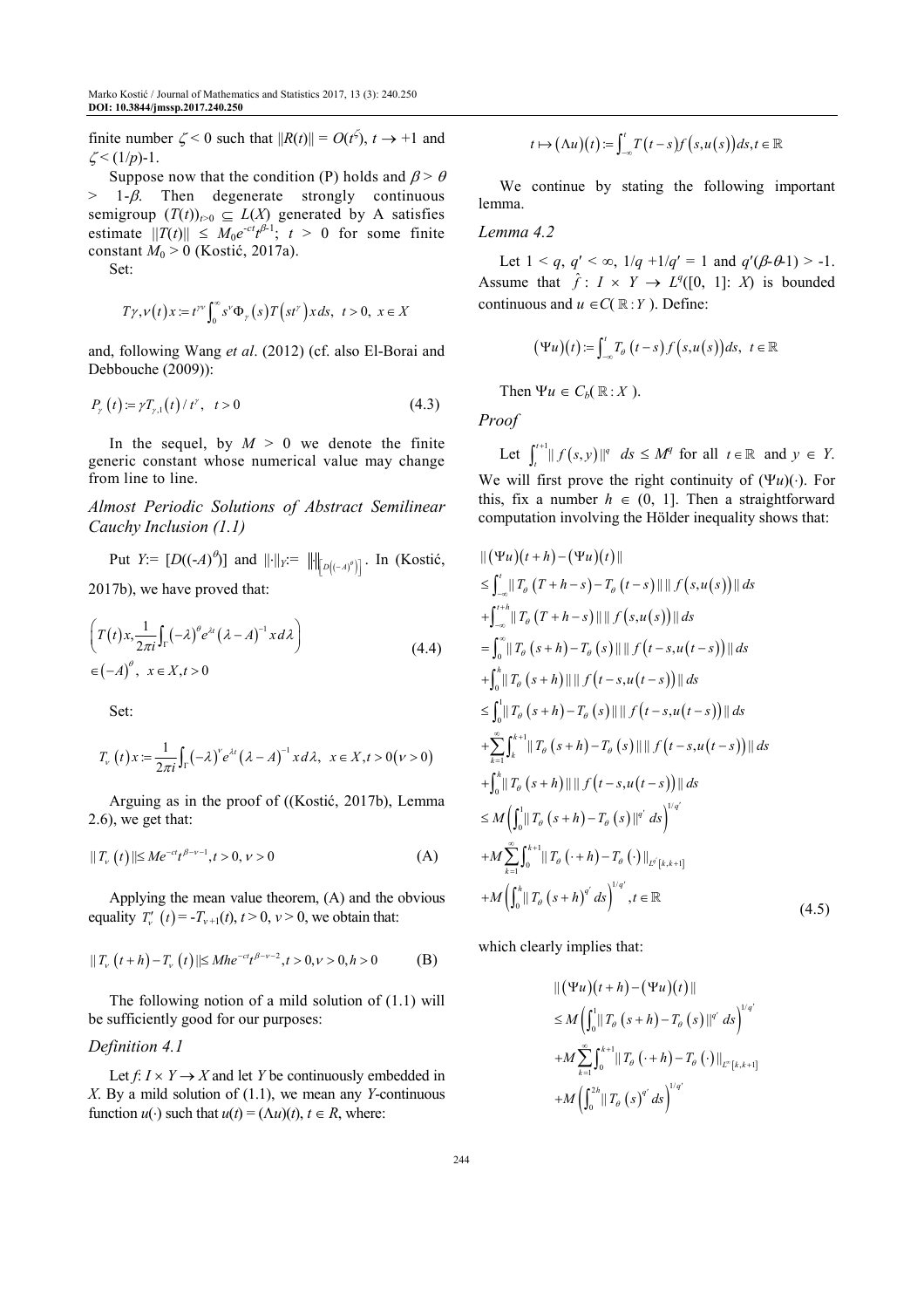finite number $\zeta < 0$ such that $\|R(t)\| = O(t^{\zeta})$, $t \to +1$ and $\zeta < (1/p)$-1.

Suppose now that the condition (P) holds and $\beta > \theta > 1-\beta$. Then degenerate strongly continuous semigroup $(T(t))_{t>0} \subseteq L(X)$ generated by A satisfies estimate $\|T(t)\| \leq M_0 e^{-ct} t^{\beta-1}$; $t > 0$ for some finite constant $M_0 > 0$ (Kostić, 2017a).

Set:

$$T\gamma,\nu(t)x := t^{\gamma\nu}\int_0^\infty s^\nu \Phi_\gamma(s) T(st^\gamma) x\, ds,\ t > 0,\ x \in X$$

and, following Wang *et al*. (2012) (cf. also El-Borai and Debbouche (2009)):

$$P_\gamma(t) := \gamma T_{\gamma,1}(t)/t^\gamma,\ \ t > 0 \tag{4.3}$$

In the sequel, by $M > 0$ we denote the finite generic constant whose numerical value may change from line to line.

### *Almost Periodic Solutions of Abstract Semilinear Cauchy Inclusion (1.1)*

Put $Y := [D((-A)^\theta)]$ and $\|\cdot\|_Y := \|\cdot\|_{[D((-A)^\theta)]}$. In (Kostić, 2017b), we have proved that:

$$\left(T(t)x, \frac{1}{2\pi i}\int_\Gamma (-\lambda)^\theta e^{\lambda t}(\lambda - A)^{-1} x\, d\lambda\right) \in (-A)^\theta,\ \ x \in X, t > 0 \tag{4.4}$$

Set:

$$T_\nu(t)x := \frac{1}{2\pi i}\int_\Gamma (-\lambda)^\nu e^{\lambda t}(\lambda - A)^{-1} x\, d\lambda,\ \ x \in X, t > 0 (\nu > 0)$$

Arguing as in the proof of ((Kostić, 2017b), Lemma 2.6), we get that:

$$\|T_\nu(t)\| \leq M e^{-ct} t^{\beta-\nu-1}, t > 0, \nu > 0 \tag{A}$$

Applying the mean value theorem, (A) and the obvious equality $T'_\nu(t) = -T_{\nu+1}(t)$, $t > 0$, $\nu > 0$, we obtain that:

$$\|T_\nu(t+h) - T_\nu(t)\| \leq M h e^{-ct} t^{\beta-\nu-2}, t > 0, \nu > 0, h > 0 \tag{B}$$

The following notion of a mild solution of (1.1) will be sufficiently good for our purposes:

### *Definition 4.1*

Let $f: I \times Y \to X$ and let $Y$ be continuously embedded in $X$. By a mild solution of (1.1), we mean any $Y$-continuous function $u(\cdot)$ such that $u(t) = (\Lambda u)(t)$, $t \in R$, where:

$$t \mapsto (\Lambda u)(t) := \int_{-\infty}^t T(t-s) f(s, u(s))\, ds, t \in \mathbb{R}$$

We continue by stating the following important lemma.

### *Lemma 4.2*

Let $1 < q$, $q' < \infty$, $1/q + 1/q' = 1$ and $q'(\beta-\theta-1) > -1$. Assume that $\hat{f}: I \times Y \to L^q([0, 1]: X)$ is bounded continuous and $u \in C(\mathbb{R}: Y)$. Define:

$$(\Psi u)(t) := \int_{-\infty}^t T_\theta(t-s) f(s, u(s))\, ds,\ \ t \in \mathbb{R}$$

Then $\Psi u \in C_b(\mathbb{R}: X)$.

### *Proof*

Let $\int_t^{t+1} \| f(s, y)\|^q\ \ ds \leq M^q$ for all $t \in \mathbb{R}$ and $y \in Y$. We will first prove the right continuity of $(\Psi u)(\cdot)$. For this, fix a number $h \in (0, 1]$. Then a straightforward computation involving the Hölder inequality shows that:

$$\begin{aligned}
&\|(\Psi u)(t+h) - (\Psi u)(t)\| \\
&\leq \int_{-\infty}^t \| T_\theta(T+h-s) - T_\theta(t-s)\| \| f(s, u(s))\| ds \\
&+ \int_{-\infty}^{t+h} \| T_\theta(T+h-s)\| \| f(s, u(s))\| ds \\
&= \int_0^\infty \| T_\theta(s+h) - T_\theta(s)\| \| f(t-s, u(t-s))\| ds \\
&+ \int_0^h \| T_\theta(s+h)\| \| f(t-s, u(t-s))\| ds \\
&\leq \int_0^1 \| T_\theta(s+h) - T_\theta(s)\| \| f(t-s, u(t-s))\| ds \\
&+ \sum_{k=1}^\infty \int_k^{k+1} \| T_\theta(s+h) - T_\theta(s)\| \| f(t-s, u(t-s))\| ds \\
&+ \int_0^h \| T_\theta(s+h)\| \| f(t-s, u(t-s))\| ds \\
&\leq M\left(\int_0^1 \| T_\theta(s+h) - T_\theta(s)\|^{q'} ds\right)^{1/q'} \\
&+ M\sum_{k=1}^\infty \int_0^{k+1} \| T_\theta(\cdot+h) - T_\theta(\cdot)\|_{L^{q'}[k,k+1]} \\
&+ M\left(\int_0^h \| T_\theta(s+h)^{q'} ds\right)^{1/q'}, t \in \mathbb{R}
\end{aligned} \tag{4.5}$$

which clearly implies that:

$$\begin{aligned}
&\|(\Psi u)(t+h) - (\Psi u)(t)\| \\
&\leq M\left(\int_0^1 \| T_\theta(s+h) - T_\theta(s)\|^{q'} ds\right)^{1/q'} \\
&+ M\sum_{k=1}^\infty \int_0^{k+1} \| T_\theta(\cdot+h) - T_\theta(\cdot)\|_{L^\infty[k,k+1]} \\
&+ M\left(\int_0^{2h} \| T_\theta(s)^{q'} ds\right)^{1/q'}
\end{aligned}$$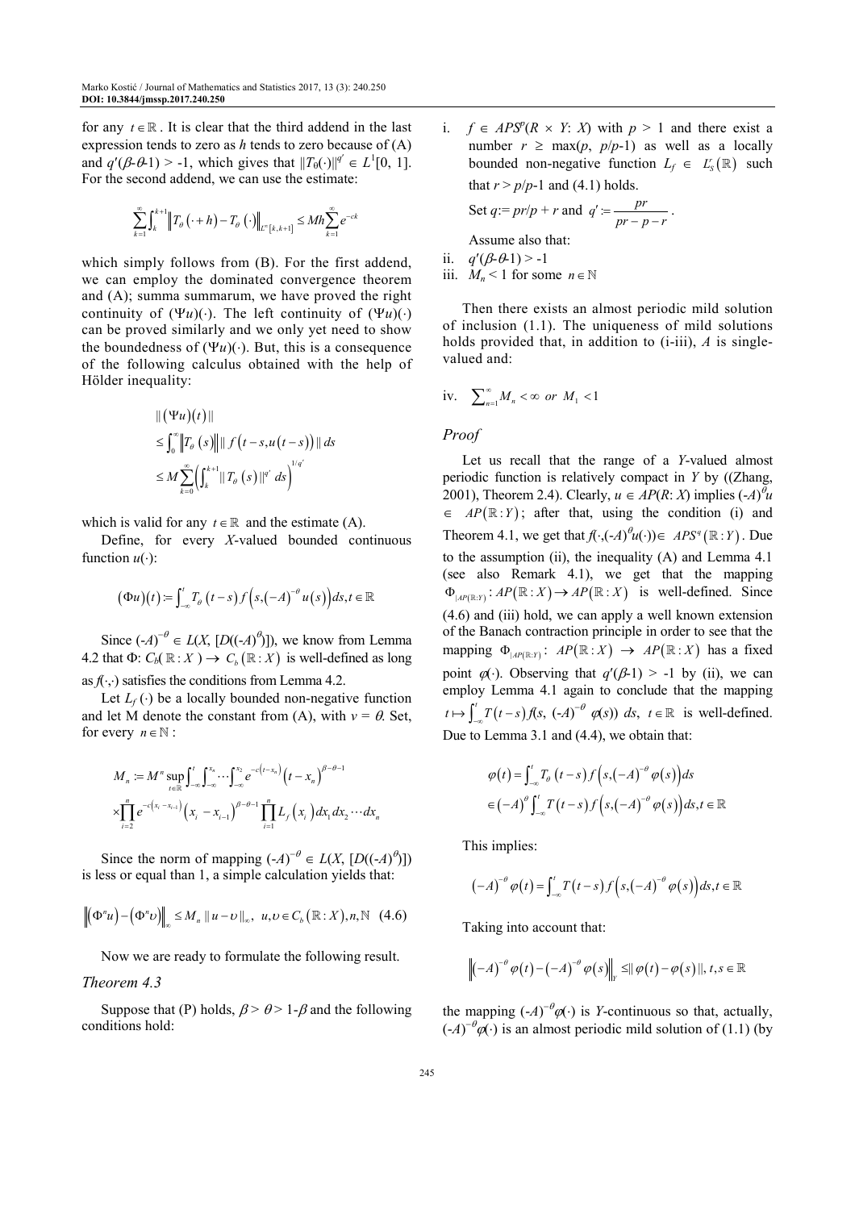for any $t \in \mathbb{R}$. It is clear that the third addend in the last expression tends to zero as $h$ tends to zero because of (A) and $q'(\beta-\theta-1) > -1$, which gives that $\|T_\theta(\cdot)\|^{q'} \in L^1[0, 1]$. For the second addend, we can use the estimate:

$$\sum_{k=1}^{\infty}\int_k^{k+1}\left\|T_\theta\left(\cdot+h\right)-T_\theta\left(\cdot\right)\right\|_{L^\infty[k,k+1]} \leq Mh\sum_{k=1}^{\infty}e^{-ck}$$

which simply follows from (B). For the first addend, we can employ the dominated convergence theorem and (A); summa summarum, we have proved the right continuity of $(\Psi u)(\cdot)$. The left continuity of $(\Psi u)(\cdot)$ can be proved similarly and we only yet need to show the boundedness of $(\Psi u)(\cdot)$. But, this is a consequence of the following calculus obtained with the help of Hölder inequality:

$$\begin{aligned}
&\|(\Psi u)(t)\| \\
&\leq \int_0^\infty \left\|T_\theta(s)\right\| \| f(t-s, u(t-s)) \| ds \\
&\leq M\sum_{k=0}^{\infty}\left(\int_k^{k+1}\|T_\theta(s)\|^{q'} ds\right)^{1/q'}
\end{aligned}$$

which is valid for any $t \in \mathbb{R}$ and the estimate (A).

Define, for every $X$-valued bounded continuous function $u(\cdot)$:

$$(\Phi u)(t) := \int_{-\infty}^{t} T_\theta(t-s) f\left(s, (-A)^{-\theta}u(s)\right)ds, t \in \mathbb{R}$$

Since $(-A)^{-\theta} \in L(X, [D((-A)^\theta)])$, we know from Lemma 4.2 that $\Phi$: $C_b(\mathbb{R} : X) \to C_b(\mathbb{R} : X)$ is well-defined as long as $f(\cdot,\cdot)$ satisfies the conditions from Lemma 4.2.

Let $L_f(\cdot)$ be a locally bounded non-negative function and let M denote the constant from (A), with $v = \theta$. Set, for every $n \in \mathbb{N}$:

$$\begin{aligned}
M_n &:= M^n \sup_{t\in\mathbb{R}} \int_{-\infty}^{t}\int_{-\infty}^{x_n}\cdots\int_{-\infty}^{x_2} e^{-c(t-x_n)}\left(t-x_n\right)^{\beta-\theta-1} \\
&\times \prod_{i=2}^{n} e^{-c(x_i-x_{i-1})}\left(x_i - x_{i-1}\right)^{\beta-\theta-1}\prod_{i=1}^{n}L_f\left(x_i\right)dx_1 dx_2\cdots dx_n
\end{aligned}$$

Since the norm of mapping $(-A)^{-\theta} \in L(X, [D((-A)^\theta)])$ is less or equal than 1, a simple calculation yields that:

$$\left\|\left(\Phi^n u\right)-\left(\Phi^n \upsilon\right)\right\|_\infty \leq M_n \| u-\upsilon \|_\infty,\ u,\upsilon \in C_b\left(\mathbb{R} : X\right), n, \mathbb{N} \quad (4.6)$$

Now we are ready to formulate the following result.

### Theorem 4.3

Suppose that (P) holds, $\beta > \theta > 1-\beta$ and the following conditions hold:

i. $f \in APS^p(R \times Y: X)$ with $p > 1$ and there exist a number $r \geq \max(p, p/p\text{-}1)$ as well as a locally bounded non-negative function $L_f \in L_S^r(\mathbb{R})$ such that $r > p/p\text{-}1$ and (4.1) holds.

   Set $q := pr/p + r$ and $q' := \dfrac{pr}{pr-p-r}$.

   Assume also that:

ii. $q'(\beta-\theta-1) > -1$

iii. $M_n < 1$ for some $n \in \mathbb{N}$

Then there exists an almost periodic mild solution of inclusion (1.1). The uniqueness of mild solutions holds provided that, in addition to (i-iii), $A$ is single-valued and:

iv. $\sum_{n=1}^{\infty} M_n < \infty$ *or* $M_1 < 1$

### Proof

Let us recall that the range of a $Y$-valued almost periodic function is relatively compact in $Y$ by ((Zhang, 2001), Theorem 2.4). Clearly, $u \in AP(R: X)$ implies $(-A)^\theta u \in AP(\mathbb{R} : Y)$; after that, using the condition (i) and Theorem 4.1, we get that $f(\cdot,(-A)^\theta u(\cdot)) \in APS^q(\mathbb{R} : Y)$. Due to the assumption (ii), the inequality (A) and Lemma 4.1 (see also Remark 4.1), we get that the mapping $\Phi_{|AP(\mathbb{R}:Y)} : AP(\mathbb{R} : X) \to AP(\mathbb{R} : X)$ is well-defined. Since (4.6) and (iii) hold, we can apply a well known extension of the Banach contraction principle in order to see that the mapping $\Phi_{|AP(\mathbb{R}:Y)}$: $AP(\mathbb{R} : X) \to AP(\mathbb{R} : X)$ has a fixed point $\varphi(\cdot)$. Observing that $q'(\beta\text{-}1) > -1$ by (ii), we can employ Lemma 4.1 again to conclude that the mapping $t \mapsto \int_{-\infty}^{t} T(t-s) f(s, (-A)^{-\theta} \varphi(s))\, ds$, $t \in \mathbb{R}$ is well-defined. Due to Lemma 3.1 and (4.4), we obtain that:

$$\begin{aligned}
\varphi(t) &= \int_{-\infty}^{t} T_\theta(t-s) f\left(s,(-A)^{-\theta}\varphi(s)\right)ds \\
&\in (-A)^\theta \int_{-\infty}^{t} T(t-s) f\left(s,(-A)^{-\theta}\varphi(s)\right)ds, t \in \mathbb{R}
\end{aligned}$$

This implies:

$$(-A)^{-\theta}\varphi(t) = \int_{-\infty}^{t} T(t-s) f\left(s,(-A)^{-\theta}\varphi(s)\right)ds, t \in \mathbb{R}$$

Taking into account that:

$$\left\|(-A)^{-\theta}\varphi(t)-(-A)^{-\theta}\varphi(s)\right\|_Y \leq \| \varphi(t)-\varphi(s) \|, t, s \in \mathbb{R}$$

the mapping $(-A)^{-\theta}\varphi(\cdot)$ is $Y$-continuous so that, actually, $(-A)^{-\theta}\varphi(\cdot)$ is an almost periodic mild solution of (1.1) (by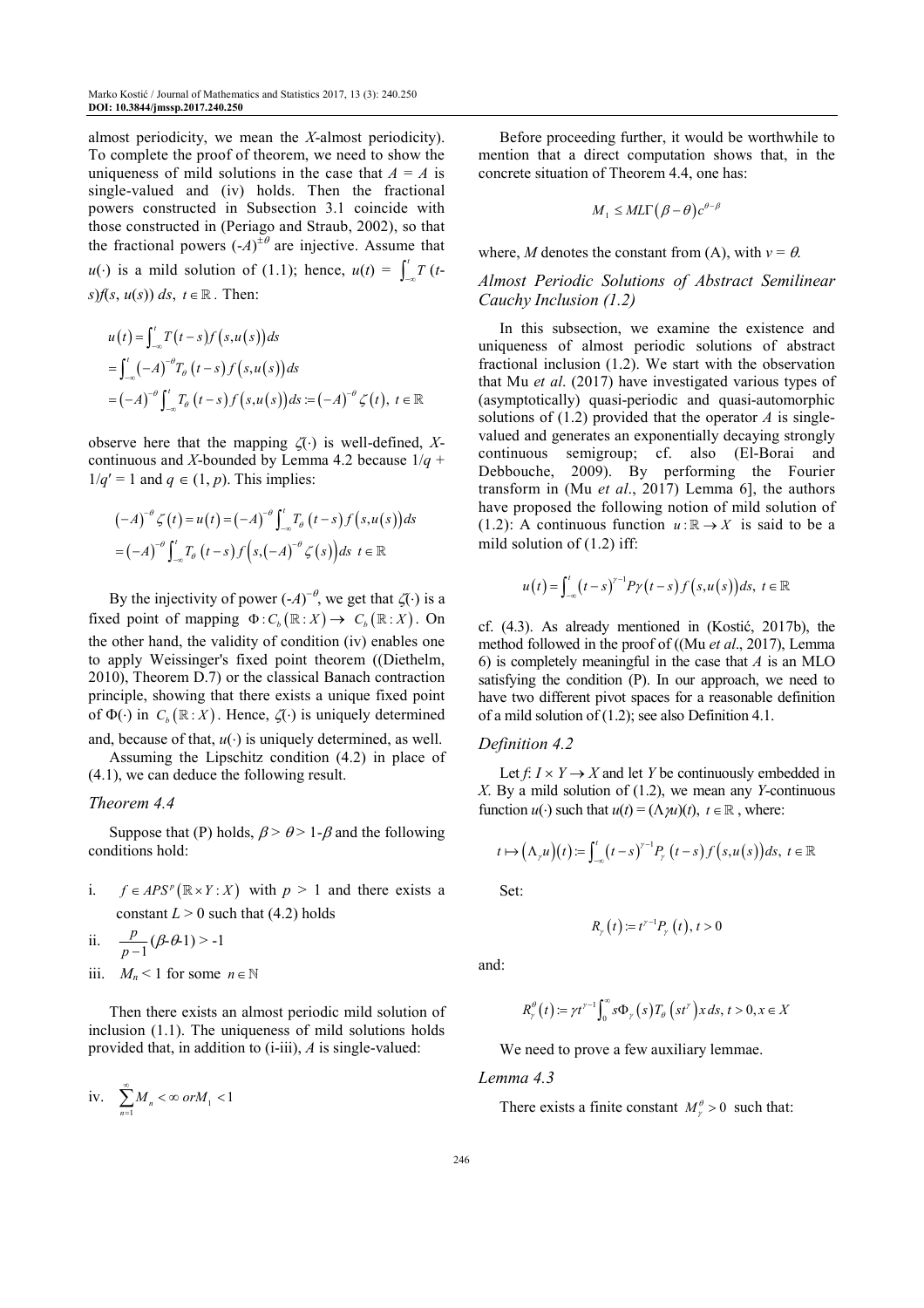almost periodicity, we mean the $X$-almost periodicity). To complete the proof of theorem, we need to show the uniqueness of mild solutions in the case that $A = A$ is single-valued and (iv) holds. Then the fractional powers constructed in Subsection 3.1 coincide with those constructed in (Periago and Straub, 2002), so that the fractional powers $(-A)^{\pm\theta}$ are injective. Assume that $u(\cdot)$ is a mild solution of (1.1); hence, $u(t) = \int_{-\infty}^{t} T(t-s)f(s, u(s))\, ds$, $t \in \mathbb{R}$. Then:

$$
\begin{aligned}
u(t) &= \int_{-\infty}^{t} T(t-s) f(s,u(s)) ds \\
&= \int_{-\infty}^{t} (-A)^{-\theta} T_{\theta}(t-s) f(s,u(s)) ds \\
&= (-A)^{-\theta} \int_{-\infty}^{t} T_{\theta}(t-s) f(s,u(s)) ds := (-A)^{-\theta} \zeta(t), \ t \in \mathbb{R}
\end{aligned}
$$

observe here that the mapping $\zeta(\cdot)$ is well-defined, $X$-continuous and $X$-bounded by Lemma 4.2 because $1/q + 1/q' = 1$ and $q \in (1, p)$. This implies:

$$
\begin{aligned}
(-A)^{-\theta} \zeta(t) = u(t) &= (-A)^{-\theta} \int_{-\infty}^{t} T_{\theta}(t-s) f(s,u(s)) ds \\
&= (-A)^{-\theta} \int_{-\infty}^{t} T_{\theta}(t-s) f\left(s,(-A)^{-\theta} \zeta(s)\right) ds \ \ t \in \mathbb{R}
\end{aligned}
$$

By the injectivity of power $(-A)^{-\theta}$, we get that $\zeta(\cdot)$ is a fixed point of mapping $\Phi : C_b(\mathbb{R} : X) \rightarrow C_b(\mathbb{R} : X)$. On the other hand, the validity of condition (iv) enables one to apply Weissinger's fixed point theorem ((Diethelm, 2010), Theorem D.7) or the classical Banach contraction principle, showing that there exists a unique fixed point of $\Phi(\cdot)$ in $C_b(\mathbb{R} : X)$. Hence, $\zeta(\cdot)$ is uniquely determined and, because of that, $u(\cdot)$ is uniquely determined, as well.

Assuming the Lipschitz condition (4.2) in place of (4.1), we can deduce the following result.

### *Theorem 4.4*

Suppose that (P) holds, $\beta > \theta > 1-\beta$ and the following conditions hold:

i. $f \in APS^p(\mathbb{R} \times Y : X)$ with $p > 1$ and there exists a constant $L > 0$ such that (4.2) holds
ii. $\frac{p}{p-1}(\beta-\theta-1) > -1$
iii. $M_n < 1$ for some $n \in \mathbb{N}$

Then there exists an almost periodic mild solution of inclusion (1.1). The uniqueness of mild solutions holds provided that, in addition to (i-iii), $A$ is single-valued:

iv. $\sum_{n=1}^{\infty} M_n < \infty \ or M_1 < 1$

Before proceeding further, it would be worthwhile to mention that a direct computation shows that, in the concrete situation of Theorem 4.4, one has:

$$
M_1 \leq ML\Gamma(\beta-\theta)c^{\theta-\beta}
$$

where, $M$ denotes the constant from (A), with $\nu = \theta$.

### *Almost Periodic Solutions of Abstract Semilinear Cauchy Inclusion (1.2)*

In this subsection, we examine the existence and uniqueness of almost periodic solutions of abstract fractional inclusion (1.2). We start with the observation that Mu *et al*. (2017) have investigated various types of (asymptotically) quasi-periodic and quasi-automorphic solutions of (1.2) provided that the operator $A$ is single-valued and generates an exponentially decaying strongly continuous semigroup; cf. also (El-Borai and Debbouche, 2009). By performing the Fourier transform in (Mu *et al*., 2017) Lemma 6], the authors have proposed the following notion of mild solution of (1.2): A continuous function $u : \mathbb{R} \rightarrow X$ is said to be a mild solution of (1.2) iff:

$$
u(t) = \int_{-\infty}^{t} (t-s)^{\gamma-1} P\gamma(t-s) f(s,u(s)) ds, \ t \in \mathbb{R}
$$

cf. (4.3). As already mentioned in (Kostić, 2017b), the method followed in the proof of ((Mu *et al*., 2017), Lemma 6) is completely meaningful in the case that $A$ is an MLO satisfying the condition (P). In our approach, we need to have two different pivot spaces for a reasonable definition of a mild solution of (1.2); see also Definition 4.1.

### *Definition 4.2*

Let $f: I \times Y \rightarrow X$ and let $Y$ be continuously embedded in $X$. By a mild solution of (1.2), we mean any $Y$-continuous function $u(\cdot)$ such that $u(t) = (\Lambda_\gamma u)(t)$, $t \in \mathbb{R}$, where:

$$
t \mapsto (\Lambda_{\gamma} u)(t) := \int_{-\infty}^{t} (t-s)^{\gamma-1} P_{\gamma}(t-s) f(s,u(s)) ds, \ t \in \mathbb{R}
$$

Set:

$$
R_{\gamma}(t) := t^{\gamma-1} P_{\gamma}(t), t > 0
$$

and:

$$
R_{\gamma}^{\theta}(t) := \gamma t^{\gamma-1} \int_{0}^{\infty} s \Phi_{\gamma}(s) T_{\theta}(st^{\gamma}) x \, ds, \, t > 0, x \in X
$$

We need to prove a few auxiliary lemmae.

### *Lemma 4.3*

There exists a finite constant $M_{\gamma}^{\theta} > 0$ such that: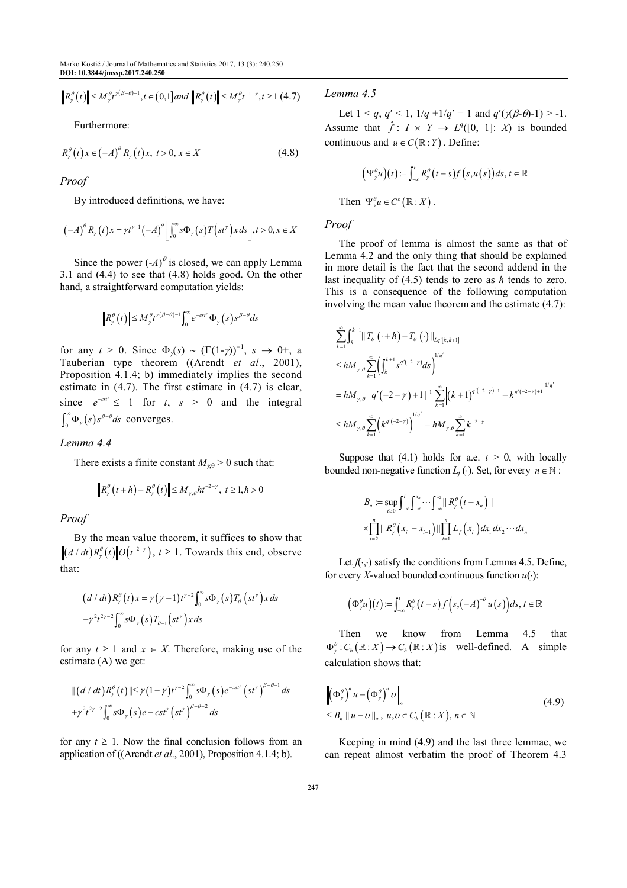$$\left\|R_\gamma^\theta(t)\right\| \leq M_\gamma^\theta t^{\gamma(\beta-\theta)-1}, t \in (0,1] \text{ and } \left\|R_\gamma^\theta(t)\right\| \leq M_\gamma^\theta t^{-1-\gamma}, t \geq 1 \quad (4.7)$$

Furthermore:

$$R_\gamma^\theta(t)x \in (-A)^\theta R_\gamma(t)x,\ t > 0,\ x \in X \quad (4.8)$$

*Proof*

By introduced definitions, we have:

$$(-A)^\theta R_\gamma(t)x = \gamma t^{\gamma-1}(-A)^\theta \left[\int_0^\infty s\Phi_\gamma(s)T(st^\gamma)x\,ds\right], t > 0, x \in X$$

Since the power $(-A)^\theta$ is closed, we can apply Lemma 3.1 and (4.4) to see that (4.8) holds good. On the other hand, a straightforward computation yields:

$$\left\|R_\gamma^\theta(t)\right\| \leq M_\gamma^\theta t^{\gamma(\beta-\theta)-1}\int_0^\infty e^{-cst^\gamma}\Phi_\gamma(s)s^{\beta-\theta}ds$$

for any $t > 0$. Since $\Phi_\gamma(s) \sim (\Gamma(1-\gamma))^{-1}$, $s \to 0+$, a Tauberian type theorem ((Arendt *et al*., 2001), Proposition 4.1.4; b) immediately implies the second estimate in (4.7). The first estimate in (4.7) is clear, since $e^{-cst^\gamma} \leq 1$ for $t$, $s > 0$ and the integral $\int_0^\infty \Phi_\gamma(s)s^{\beta-\theta}ds$ converges.

*Lemma 4.4*

There exists a finite constant $M_{\gamma,0} > 0$ such that:

$$\left\|R_\gamma^\theta(t+h) - R_\gamma^\theta(t)\right\| \leq M_{\gamma,\theta}ht^{-2-\gamma},\ t \geq 1, h > 0$$

*Proof*

By the mean value theorem, it suffices to show that $\left\|(d/dt)R_\gamma^\theta(t)\right\|O(t^{-2-\gamma})$, $t \geq 1$. Towards this end, observe that:

$$(d/dt)R_\gamma^\theta(t)x = \gamma(\gamma-1)t^{\gamma-2}\int_0^\infty s\Phi_\gamma(s)T_\theta(st^\gamma)x\,ds$$
$$-\gamma^2 t^{2\gamma-2}\int_0^\infty s\Phi_\gamma(s)T_{\theta+1}(st^\gamma)x\,ds$$

for any $t \geq 1$ and $x \in X$. Therefore, making use of the estimate (A) we get:

$$\|(d/dt)R_\gamma^\theta(t)\| \leq \gamma(1-\gamma)t^{\gamma-2}\int_0^\infty s\Phi_\gamma(s)e^{-xst^\gamma}(st^\gamma)^{\beta-\theta-1}ds$$
$$+\gamma^2 t^{2\gamma-2}\int_0^\infty s\Phi_\gamma(s)e - cst^\gamma(st^\gamma)^{\beta-\theta-2}ds$$

for any $t \geq 1$. Now the final conclusion follows from an application of ((Arendt *et al*., 2001), Proposition 4.1.4; b).

*Lemma 4.5*

Let $1 < q$, $q' < 1$, $1/q + 1/q' = 1$ and $q'(\gamma(\beta-\theta)-1) > -1$. Assume that $\hat{f}: I \times Y \to L^q([0, 1]: X)$ is bounded continuous and $u \in C(\mathbb{R}: Y)$. Define:

$$(\Psi_\gamma^\theta u)(t) := \int_{-\infty}^t R_\gamma^\theta(t-s)f(s,u(s))ds,\ t \in \mathbb{R}$$

Then $\Psi_\gamma^\theta u \in C^b(\mathbb{R}: X)$.

*Proof*

The proof of lemma is almost the same as that of Lemma 4.2 and the only thing that should be explained in more detail is the fact that the second addend in the last inequality of (4.5) tends to zero as $h$ tends to zero. This is a consequence of the following computation involving the mean value theorem and the estimate (4.7):

$$\sum_{k=1}^\infty \int_k^{k+1} \|T_\theta(\cdot+h) - T_\theta(\cdot)\|_{L^{q'}[k,k+1]}$$
$$\leq hM_{\gamma,\theta}\sum_{k=1}^\infty\left(\int_k^{k+1}s^{q'(-2-\gamma)}ds\right)^{1/q'}$$
$$= hM_{\gamma,\theta}|q'(-2-\gamma)+1|^{-1}\sum_{k=1}^\infty\left|(k+1)^{q'(-2-\gamma)+1} - k^{q'(-2-\gamma)+1}\right|^{1/q'}$$
$$\leq hM_{\gamma,\theta}\sum_{k=1}^\infty\left(k^{q'(-2-\gamma)}\right)^{1/q'} = hM_{\gamma,\theta}\sum_{k=1}^\infty k^{-2-\gamma}$$

Suppose that (4.1) holds for a.e. $t > 0$, with locally bounded non-negative function $L_f(\cdot)$. Set, for every $n \in \mathbb{N}$:

$$B_n := \sup_{t\geq 0}\int_{-\infty}^t\int_{-\infty}^{x_n}\cdots\int_{-\infty}^{x_2}\|R_\gamma^\theta(t-x_n)\|$$
$$\times\prod_{i=2}^n\|R_\gamma^\theta(x_i - x_{i-1})\|\prod_{i=1}^n L_f(x_i)dx_1dx_2\cdots dx_n$$

Let $f(\cdot,\cdot)$ satisfy the conditions from Lemma 4.5. Define, for every $X$-valued bounded continuous function $u(\cdot)$:

$$(\Phi_\gamma^\theta u)(t) := \int_{-\infty}^t R_\gamma^\theta(t-s)f\left(s,(-A)^{-\theta}u(s)\right)ds,\ t \in \mathbb{R}$$

Then we know from Lemma 4.5 that $\Phi_\gamma^\theta: C_b(\mathbb{R}: X) \to C_b(\mathbb{R}: X)$ is well-defined. A simple calculation shows that:

$$\left\|(\Phi_\gamma^\theta)^n u - (\Phi_\gamma^\theta)^n \upsilon\right\|_\infty \leq B_n\|u-\upsilon\|_\infty,\ u,\upsilon \in C_b(\mathbb{R}: X),\ n \in \mathbb{N} \quad (4.9)$$

Keeping in mind (4.9) and the last three lemmae, we can repeat almost verbatim the proof of Theorem 4.3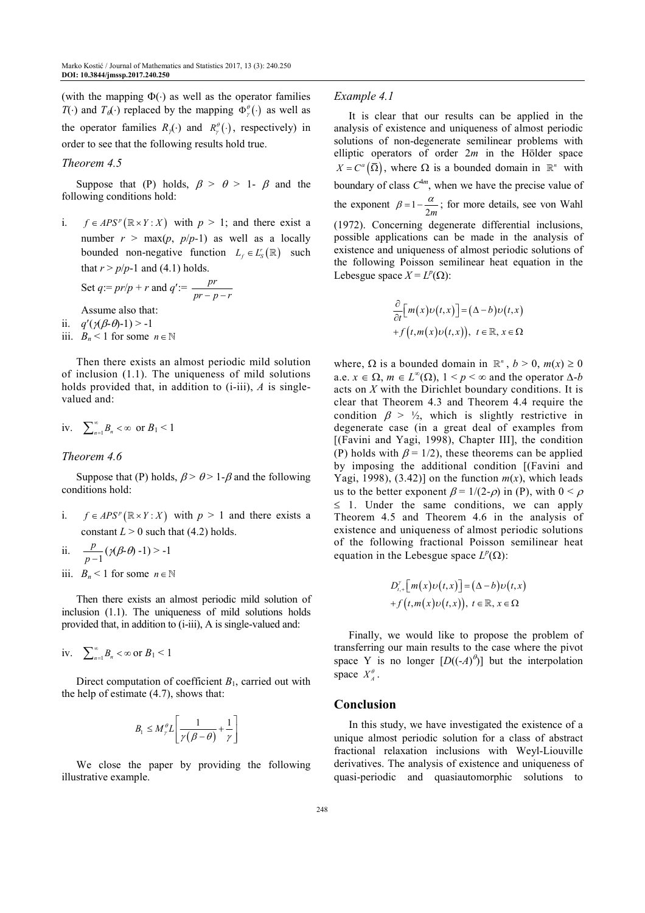(with the mapping $\Phi(\cdot)$ as well as the operator families $T(\cdot)$ and $T_\theta(\cdot)$ replaced by the mapping $\Phi_\gamma^\theta(\cdot)$ as well as the operator families $R_\gamma(\cdot)$ and $R_\gamma^\theta(\cdot)$, respectively) in order to see that the following results hold true.

### Theorem 4.5

Suppose that (P) holds, $\beta > \theta > 1- \beta$ and the following conditions hold:

i. $f \in APS^p(\mathbb{R} \times Y : X)$ with $p > 1$; and there exist a number $r > \max(p, p/p-1)$ as well as a locally bounded non-negative function $L_f \in L_S^r(\mathbb{R})$ such that $r > p/p-1$ and (4.1) holds.

   Set $q := pr/p + r$ and $q' := \dfrac{pr}{pr-p-r}$

   Assume also that:

ii. $q'(\gamma(\beta-\theta)-1) > -1$
iii. $B_n < 1$ for some $n \in \mathbb{N}$

Then there exists an almost periodic mild solution of inclusion (1.1). The uniqueness of mild solutions holds provided that, in addition to (i-iii), $A$ is single-valued and:

iv. $\sum_{n=1}^{\infty} B_n < \infty$ or $B_1 < 1$

### Theorem 4.6

Suppose that (P) holds, $\beta > \theta > 1-\beta$ and the following conditions hold:

i. $f \in APS^p(\mathbb{R} \times Y : X)$ with $p > 1$ and there exists a constant $L > 0$ such that (4.2) holds.
ii. $\dfrac{p}{p-1}(\gamma(\beta-\theta)-1) > -1$
iii. $B_n < 1$ for some $n \in \mathbb{N}$

Then there exists an almost periodic mild solution of inclusion (1.1). The uniqueness of mild solutions holds provided that, in addition to (i-iii), A is single-valued and:

iv. $\sum_{n=1}^{\infty} B_n < \infty$ or $B_1 < 1$

Direct computation of coefficient $B_1$, carried out with the help of estimate (4.7), shows that:

$$B_1 \leq M_\gamma^\theta L\left[\frac{1}{\gamma(\beta-\theta)} + \frac{1}{\gamma}\right]$$

We close the paper by providing the following illustrative example.

### Example 4.1

It is clear that our results can be applied in the analysis of existence and uniqueness of almost periodic solutions of non-degenerate semilinear problems with elliptic operators of order $2m$ in the Hölder space $X = C^\alpha(\overline{\Omega})$, where $\Omega$ is a bounded domain in $\mathbb{R}^n$ with boundary of class $C^{4m}$, when we have the precise value of the exponent $\beta = 1 - \dfrac{\alpha}{2m}$; for more details, see von Wahl (1972). Concerning degenerate differential inclusions, possible applications can be made in the analysis of existence and uniqueness of almost periodic solutions of the following Poisson semilinear heat equation in the Lebesgue space $X = L^p(\Omega)$:

$$\frac{\partial}{\partial t}\left[m(x)\upsilon(t,x)\right] = (\Delta - b)\upsilon(t,x) + f\left(t, m(x)\upsilon(t,x)\right),\ t \in \mathbb{R}, x \in \Omega$$

where, $\Omega$ is a bounded domain in $\mathbb{R}^n$, $b > 0$, $m(x) \geq 0$ a.e. $x \in \Omega$, $m \in L^\infty(\Omega)$, $1 < p < \infty$ and the operator $\Delta$-$b$ acts on $X$ with the Dirichlet boundary conditions. It is clear that Theorem 4.3 and Theorem 4.4 require the condition $\beta > ½$, which is slightly restrictive in degenerate case (in a great deal of examples from [(Favini and Yagi, 1998), Chapter III], the condition (P) holds with $\beta = 1/2$), these theorems can be applied by imposing the additional condition [(Favini and Yagi, 1998), (3.42)] on the function $m(x)$, which leads us to the better exponent $\beta = 1/(2-\rho)$ in (P), with $0 < \rho \leq 1$. Under the same conditions, we can apply Theorem 4.5 and Theorem 4.6 in the analysis of existence and uniqueness of almost periodic solutions of the following fractional Poisson semilinear heat equation in the Lebesgue space $L^p(\Omega)$:

$$D_{t,+}^\gamma\left[m(x)\upsilon(t,x)\right] = (\Delta - b)\upsilon(t,x) + f\left(t, m(x)\upsilon(t,x)\right),\ t \in \mathbb{R}, x \in \Omega$$

Finally, we would like to propose the problem of transferring our main results to the case where the pivot space Y is no longer $[D((-A)^\theta)]$ but the interpolation space $X_A^\theta$.

## Conclusion

In this study, we have investigated the existence of a unique almost periodic solution for a class of abstract fractional relaxation inclusions with Weyl-Liouville derivatives. The analysis of existence and uniqueness of quasi-periodic and quasiautomorphic solutions to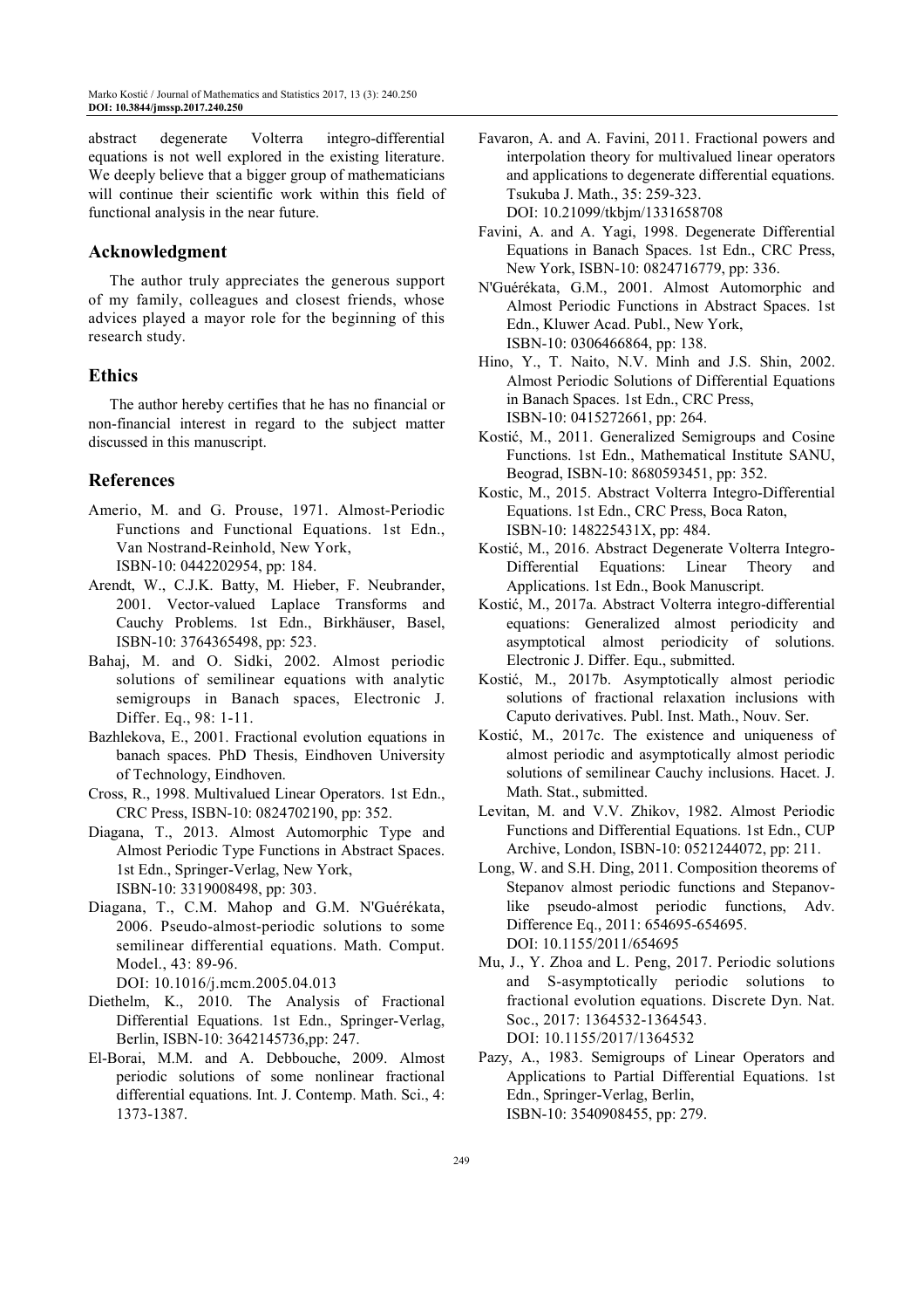abstract degenerate Volterra integro-differential equations is not well explored in the existing literature. We deeply believe that a bigger group of mathematicians will continue their scientific work within this field of functional analysis in the near future.

## Acknowledgment

The author truly appreciates the generous support of my family, colleagues and closest friends, whose advices played a mayor role for the beginning of this research study.

## Ethics

The author hereby certifies that he has no financial or non-financial interest in regard to the subject matter discussed in this manuscript.

## References

Amerio, M. and G. Prouse, 1971. Almost-Periodic Functions and Functional Equations. 1st Edn., Van Nostrand-Reinhold, New York, ISBN-10: 0442202954, pp: 184.

Arendt, W., C.J.K. Batty, M. Hieber, F. Neubrander, 2001. Vector-valued Laplace Transforms and Cauchy Problems. 1st Edn., Birkhäuser, Basel, ISBN-10: 3764365498, pp: 523.

Bahaj, M. and O. Sidki, 2002. Almost periodic solutions of semilinear equations with analytic semigroups in Banach spaces, Electronic J. Differ. Eq., 98: 1-11.

Bazhlekova, E., 2001. Fractional evolution equations in banach spaces. PhD Thesis, Eindhoven University of Technology, Eindhoven.

Cross, R., 1998. Multivalued Linear Operators. 1st Edn., CRC Press, ISBN-10: 0824702190, pp: 352.

Diagana, T., 2013. Almost Automorphic Type and Almost Periodic Type Functions in Abstract Spaces. 1st Edn., Springer-Verlag, New York, ISBN-10: 3319008498, pp: 303.

Diagana, T., C.M. Mahop and G.M. N'Guérékata, 2006. Pseudo-almost-periodic solutions to some semilinear differential equations. Math. Comput. Model., 43: 89-96. DOI: 10.1016/j.mcm.2005.04.013

Diethelm, K., 2010. The Analysis of Fractional Differential Equations. 1st Edn., Springer-Verlag, Berlin, ISBN-10: 3642145736,pp: 247.

El-Borai, M.M. and A. Debbouche, 2009. Almost periodic solutions of some nonlinear fractional differential equations. Int. J. Contemp. Math. Sci., 4: 1373-1387.

Favaron, A. and A. Favini, 2011. Fractional powers and interpolation theory for multivalued linear operators and applications to degenerate differential equations. Tsukuba J. Math., 35: 259-323. DOI: 10.21099/tkbjm/1331658708

Favini, A. and A. Yagi, 1998. Degenerate Differential Equations in Banach Spaces. 1st Edn., CRC Press, New York, ISBN-10: 0824716779, pp: 336.

N'Guérékata, G.M., 2001. Almost Automorphic and Almost Periodic Functions in Abstract Spaces. 1st Edn., Kluwer Acad. Publ., New York, ISBN-10: 0306466864, pp: 138.

Hino, Y., T. Naito, N.V. Minh and J.S. Shin, 2002. Almost Periodic Solutions of Differential Equations in Banach Spaces. 1st Edn., CRC Press, ISBN-10: 0415272661, pp: 264.

Kostić, M., 2011. Generalized Semigroups and Cosine Functions. 1st Edn., Mathematical Institute SANU, Beograd, ISBN-10: 8680593451, pp: 352.

Kostic, M., 2015. Abstract Volterra Integro-Differential Equations. 1st Edn., CRC Press, Boca Raton, ISBN-10: 148225431X, pp: 484.

Kostić, M., 2016. Abstract Degenerate Volterra Integro-Differential Equations: Linear Theory and Applications. 1st Edn., Book Manuscript.

Kostić, M., 2017a. Abstract Volterra integro-differential equations: Generalized almost periodicity and asymptotical almost periodicity of solutions. Electronic J. Differ. Equ., submitted.

Kostić, M., 2017b. Asymptotically almost periodic solutions of fractional relaxation inclusions with Caputo derivatives. Publ. Inst. Math., Nouv. Ser.

Kostić, M., 2017c. The existence and uniqueness of almost periodic and asymptotically almost periodic solutions of semilinear Cauchy inclusions. Hacet. J. Math. Stat., submitted.

Levitan, M. and V.V. Zhikov, 1982. Almost Periodic Functions and Differential Equations. 1st Edn., CUP Archive, London, ISBN-10: 0521244072, pp: 211.

Long, W. and S.H. Ding, 2011. Composition theorems of Stepanov almost periodic functions and Stepanov-like pseudo-almost periodic functions, Adv. Difference Eq., 2011: 654695-654695. DOI: 10.1155/2011/654695

Mu, J., Y. Zhoa and L. Peng, 2017. Periodic solutions and S-asymptotically periodic solutions to fractional evolution equations. Discrete Dyn. Nat. Soc., 2017: 1364532-1364543. DOI: 10.1155/2017/1364532

Pazy, A., 1983. Semigroups of Linear Operators and Applications to Partial Differential Equations. 1st Edn., Springer-Verlag, Berlin, ISBN-10: 3540908455, pp: 279.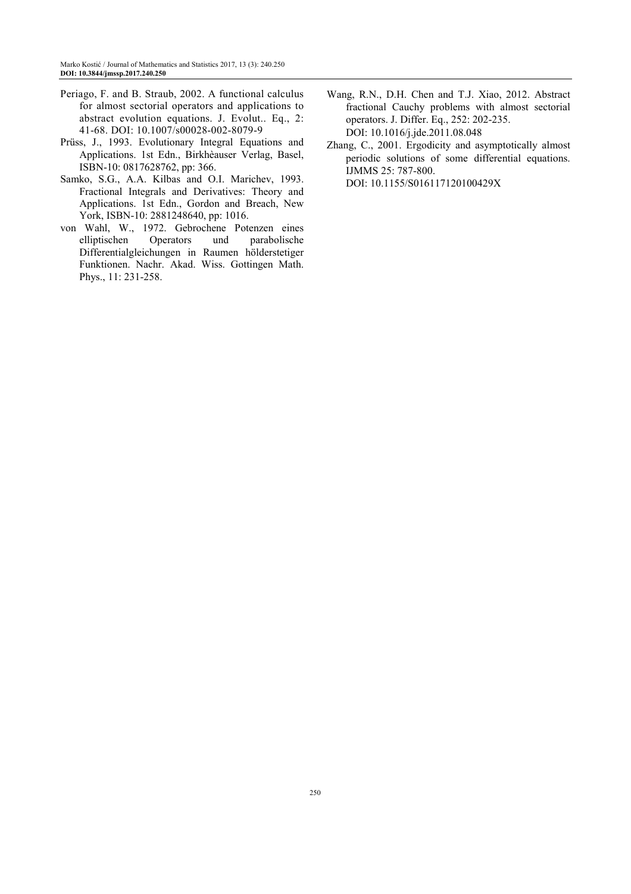Periago, F. and B. Straub, 2002. A functional calculus for almost sectorial operators and applications to abstract evolution equations. J. Evolut.. Eq., 2: 41-68. DOI: 10.1007/s00028-002-8079-9

Prüss, J., 1993. Evolutionary Integral Equations and Applications. 1st Edn., Birkhèauser Verlag, Basel, ISBN-10: 0817628762, pp: 366.

Samko, S.G., A.A. Kilbas and O.I. Marichev, 1993. Fractional Integrals and Derivatives: Theory and Applications. 1st Edn., Gordon and Breach, New York, ISBN-10: 2881248640, pp: 1016.

von Wahl, W., 1972. Gebrochene Potenzen eines elliptischen Operators und parabolische Differentialgleichungen in Raumen hölderstetiger Funktionen. Nachr. Akad. Wiss. Gottingen Math. Phys., 11: 231-258.

Wang, R.N., D.H. Chen and T.J. Xiao, 2012. Abstract fractional Cauchy problems with almost sectorial operators. J. Differ. Eq., 252: 202-235. DOI: 10.1016/j.jde.2011.08.048

Zhang, C., 2001. Ergodicity and asymptotically almost periodic solutions of some differential equations. IJMMS 25: 787-800. DOI: 10.1155/S016117120100429X